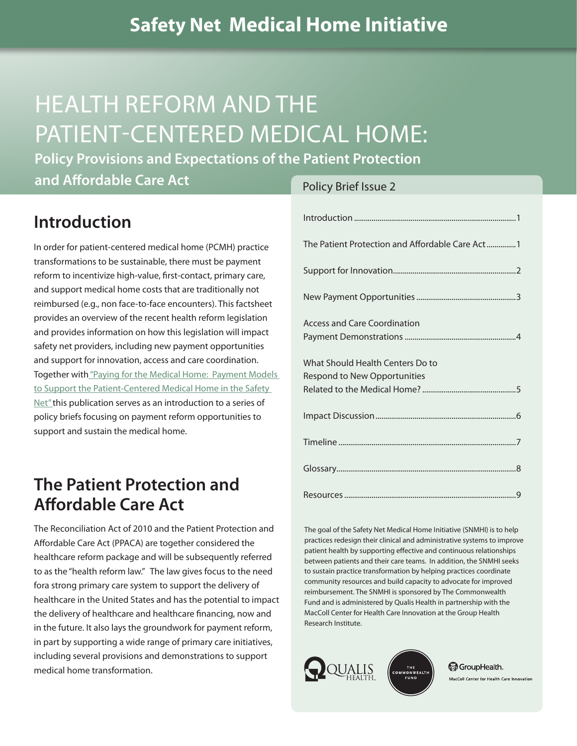# Safety Net Medical Home Initiative

# HEALTH REFORM AND THE PATIENT-CENTERED MEDICAL HOME:

**Policy Provisions and Expectations of the Patient Protection and Affordable Care Act**

Policy Brief Issue 2

| | |
|---|---|
| Introduction | 1 |
| The Patient Protection and Affordable Care Act | 1 |
| Support for Innovation | 2 |
| New Payment Opportunities | 3 |
| Access and Care Coordination Payment Demonstrations | 4 |
| What Should Health Centers Do to Respond to New Opportunities Related to the Medical Home? | 5 |
| Impact Discussion | 6 |
| Timeline | 7 |
| Glossary | 8 |
| Resources | 9 |

## Introduction

In order for patient-centered medical home (PCMH) practice transformations to be sustainable, there must be payment reform to incentivize high-value, first-contact, primary care, and support medical home costs that are traditionally not reimbursed (e.g., non face-to-face encounters). This factsheet provides an overview of the recent health reform legislation and provides information on how this legislation will impact safety net providers, including new payment opportunities and support for innovation, access and care coordination. Together with "Paying for the Medical Home: Payment Models to Support the Patient-Centered Medical Home in the Safety Net" this publication serves as an introduction to a series of policy briefs focusing on payment reform opportunities to support and sustain the medical home.

## The Patient Protection and Affordable Care Act

The Reconciliation Act of 2010 and the Patient Protection and Affordable Care Act (PPACA) are together considered the healthcare reform package and will be subsequently referred to as the "health reform law." The law gives focus to the need fora strong primary care system to support the delivery of healthcare in the United States and has the potential to impact the delivery of healthcare and healthcare financing, now and in the future. It also lays the groundwork for payment reform, in part by supporting a wide range of primary care initiatives, including several provisions and demonstrations to support medical home transformation.

The goal of the Safety Net Medical Home Initiative (SNMHI) is to help practices redesign their clinical and administrative systems to improve patient health by supporting effective and continuous relationships between patients and their care teams. In addition, the SNMHI seeks to sustain practice transformation by helping practices coordinate community resources and build capacity to advocate for improved reimbursement. The SNMHI is sponsored by The Commonwealth Fund and is administered by Qualis Health in partnership with the MacColl Center for Health Care Innovation at the Group Health Research Institute.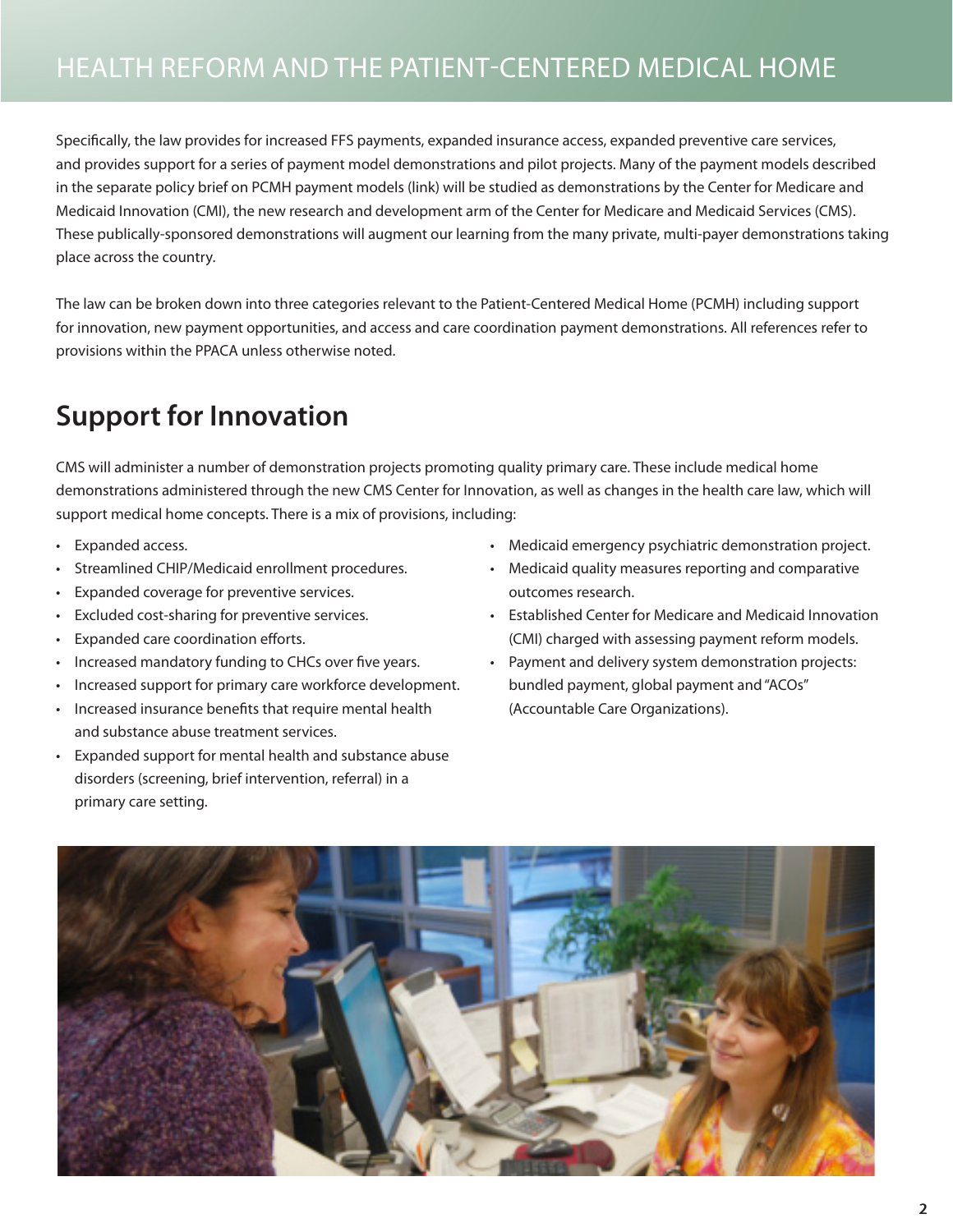Specifically, the law provides for increased FFS payments, expanded insurance access, expanded preventive care services, and provides support for a series of payment model demonstrations and pilot projects. Many of the payment models described in the separate policy brief on PCMH payment models (link) will be studied as demonstrations by the Center for Medicare and Medicaid Innovation (CMI), the new research and development arm of the Center for Medicare and Medicaid Services (CMS). These publically-sponsored demonstrations will augment our learning from the many private, multi-payer demonstrations taking place across the country.

The law can be broken down into three categories relevant to the Patient-Centered Medical Home (PCMH) including support for innovation, new payment opportunities, and access and care coordination payment demonstrations. All references refer to provisions within the PPACA unless otherwise noted.

## Support for Innovation

CMS will administer a number of demonstration projects promoting quality primary care. These include medical home demonstrations administered through the new CMS Center for Innovation, as well as changes in the health care law, which will support medical home concepts. There is a mix of provisions, including:

- Expanded access.
- Streamlined CHIP/Medicaid enrollment procedures.
- Expanded coverage for preventive services.
- Excluded cost-sharing for preventive services.
- Expanded care coordination efforts.
- Increased mandatory funding to CHCs over five years.
- Increased support for primary care workforce development.
- Increased insurance benefits that require mental health and substance abuse treatment services.
- Expanded support for mental health and substance abuse disorders (screening, brief intervention, referral) in a primary care setting.
- Medicaid emergency psychiatric demonstration project.
- Medicaid quality measures reporting and comparative outcomes research.
- Established Center for Medicare and Medicaid Innovation (CMI) charged with assessing payment reform models.
- Payment and delivery system demonstration projects: bundled payment, global payment and "ACOs" (Accountable Care Organizations).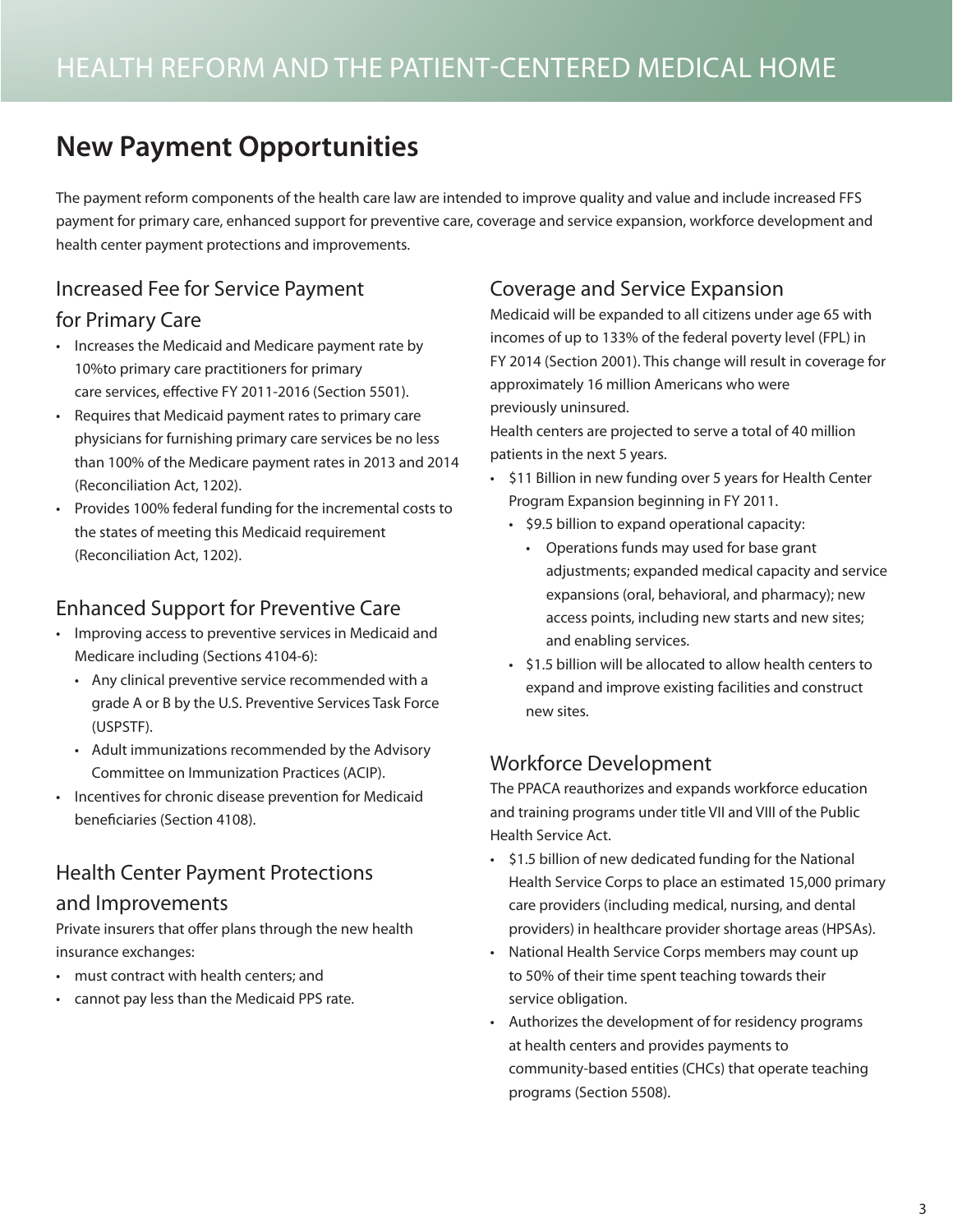## New Payment Opportunities

The payment reform components of the health care law are intended to improve quality and value and include increased FFS payment for primary care, enhanced support for preventive care, coverage and service expansion, workforce development and health center payment protections and improvements.

### Increased Fee for Service Payment for Primary Care

- Increases the Medicaid and Medicare payment rate by 10%to primary care practitioners for primary care services, effective FY 2011-2016 (Section 5501).
- Requires that Medicaid payment rates to primary care physicians for furnishing primary care services be no less than 100% of the Medicare payment rates in 2013 and 2014 (Reconciliation Act, 1202).
- Provides 100% federal funding for the incremental costs to the states of meeting this Medicaid requirement (Reconciliation Act, 1202).

### Enhanced Support for Preventive Care

- Improving access to preventive services in Medicaid and Medicare including (Sections 4104-6):
  - Any clinical preventive service recommended with a grade A or B by the U.S. Preventive Services Task Force (USPSTF).
  - Adult immunizations recommended by the Advisory Committee on Immunization Practices (ACIP).
- Incentives for chronic disease prevention for Medicaid beneficiaries (Section 4108).

### Health Center Payment Protections and Improvements

Private insurers that offer plans through the new health insurance exchanges:

- must contract with health centers; and
- cannot pay less than the Medicaid PPS rate.

### Coverage and Service Expansion

Medicaid will be expanded to all citizens under age 65 with incomes of up to 133% of the federal poverty level (FPL) in FY 2014 (Section 2001). This change will result in coverage for approximately 16 million Americans who were previously uninsured.

Health centers are projected to serve a total of 40 million patients in the next 5 years.

- $11 Billion in new funding over 5 years for Health Center Program Expansion beginning in FY 2011.
  - $9.5 billion to expand operational capacity:
    - Operations funds may used for base grant adjustments; expanded medical capacity and service expansions (oral, behavioral, and pharmacy); new access points, including new starts and new sites; and enabling services.
  - $1.5 billion will be allocated to allow health centers to expand and improve existing facilities and construct new sites.

### Workforce Development

The PPACA reauthorizes and expands workforce education and training programs under title VII and VIII of the Public Health Service Act.

- $1.5 billion of new dedicated funding for the National Health Service Corps to place an estimated 15,000 primary care providers (including medical, nursing, and dental providers) in healthcare provider shortage areas (HPSAs).
- National Health Service Corps members may count up to 50% of their time spent teaching towards their service obligation.
- Authorizes the development of for residency programs at health centers and provides payments to community-based entities (CHCs) that operate teaching programs (Section 5508).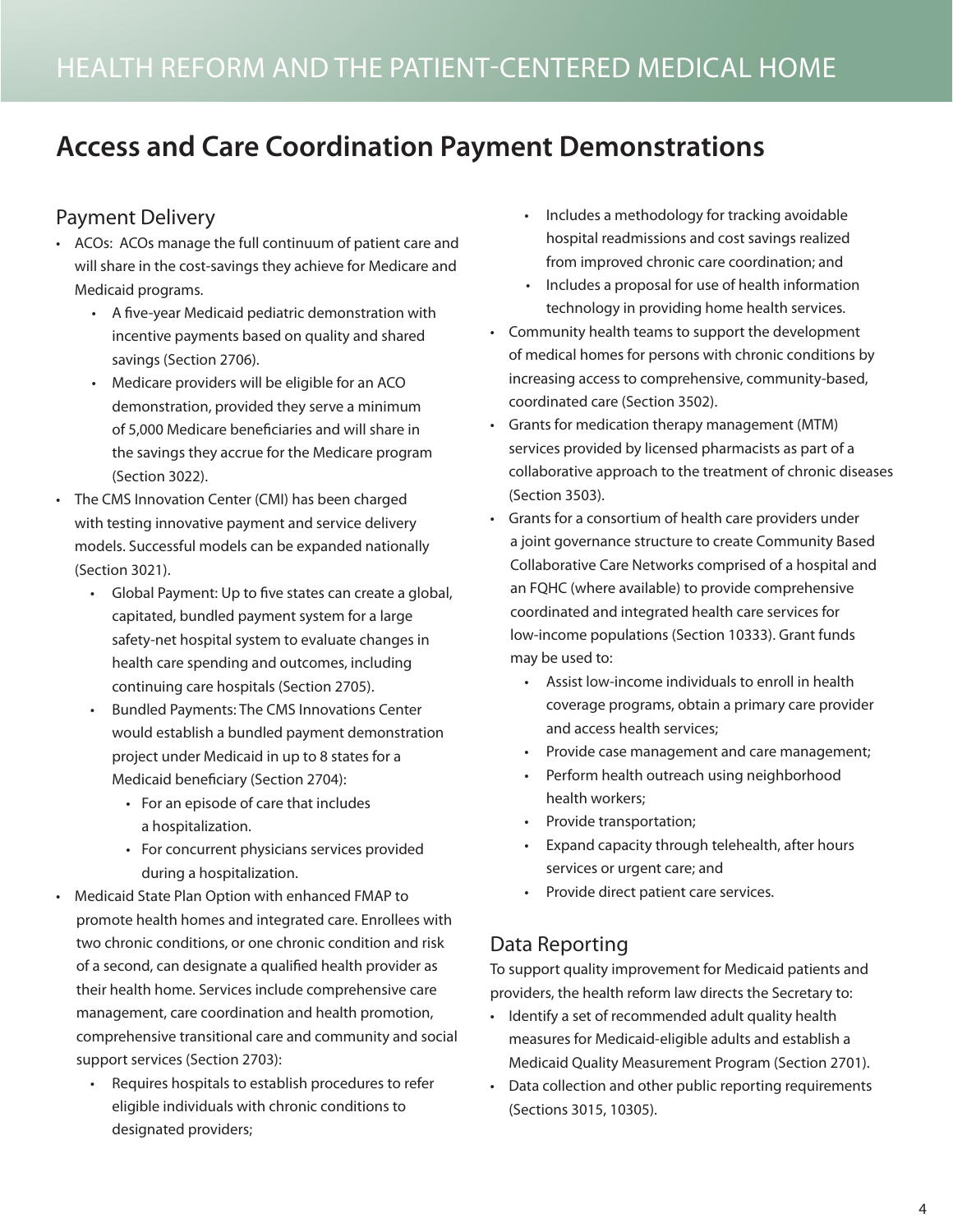## Access and Care Coordination Payment Demonstrations

### Payment Delivery

- ACOs: ACOs manage the full continuum of patient care and will share in the cost-savings they achieve for Medicare and Medicaid programs.
  - A five-year Medicaid pediatric demonstration with incentive payments based on quality and shared savings (Section 2706).
  - Medicare providers will be eligible for an ACO demonstration, provided they serve a minimum of 5,000 Medicare beneficiaries and will share in the savings they accrue for the Medicare program (Section 3022).
- The CMS Innovation Center (CMI) has been charged with testing innovative payment and service delivery models. Successful models can be expanded nationally (Section 3021).
  - Global Payment: Up to five states can create a global, capitated, bundled payment system for a large safety-net hospital system to evaluate changes in health care spending and outcomes, including continuing care hospitals (Section 2705).
  - Bundled Payments: The CMS Innovations Center would establish a bundled payment demonstration project under Medicaid in up to 8 states for a Medicaid beneficiary (Section 2704):
    - For an episode of care that includes a hospitalization.
    - For concurrent physicians services provided during a hospitalization.
- Medicaid State Plan Option with enhanced FMAP to promote health homes and integrated care. Enrollees with two chronic conditions, or one chronic condition and risk of a second, can designate a qualified health provider as their health home. Services include comprehensive care management, care coordination and health promotion, comprehensive transitional care and community and social support services (Section 2703):
  - Requires hospitals to establish procedures to refer eligible individuals with chronic conditions to designated providers;
  - Includes a methodology for tracking avoidable hospital readmissions and cost savings realized from improved chronic care coordination; and
  - Includes a proposal for use of health information technology in providing home health services.
- Community health teams to support the development of medical homes for persons with chronic conditions by increasing access to comprehensive, community-based, coordinated care (Section 3502).
- Grants for medication therapy management (MTM) services provided by licensed pharmacists as part of a collaborative approach to the treatment of chronic diseases (Section 3503).
- Grants for a consortium of health care providers under a joint governance structure to create Community Based Collaborative Care Networks comprised of a hospital and an FQHC (where available) to provide comprehensive coordinated and integrated health care services for low-income populations (Section 10333). Grant funds may be used to:
  - Assist low-income individuals to enroll in health coverage programs, obtain a primary care provider and access health services;
  - Provide case management and care management;
  - Perform health outreach using neighborhood health workers;
  - Provide transportation;
  - Expand capacity through telehealth, after hours services or urgent care; and
  - Provide direct patient care services.

### Data Reporting

To support quality improvement for Medicaid patients and providers, the health reform law directs the Secretary to:

- Identify a set of recommended adult quality health measures for Medicaid-eligible adults and establish a Medicaid Quality Measurement Program (Section 2701).
- Data collection and other public reporting requirements (Sections 3015, 10305).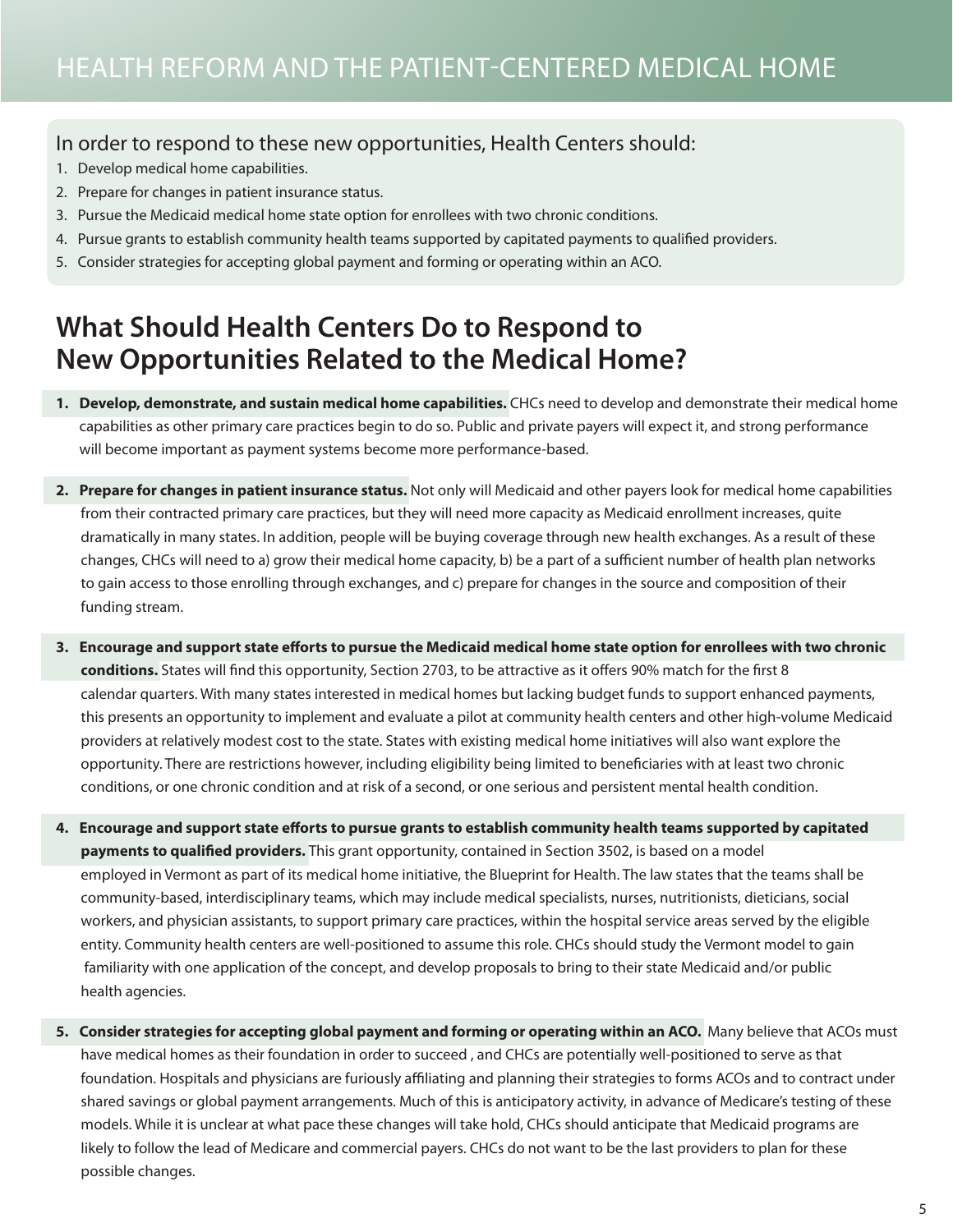In order to respond to these new opportunities, Health Centers should:

1. Develop medical home capabilities.
2. Prepare for changes in patient insurance status.
3. Pursue the Medicaid medical home state option for enrollees with two chronic conditions.
4. Pursue grants to establish community health teams supported by capitated payments to qualified providers.
5. Consider strategies for accepting global payment and forming or operating within an ACO.

## What Should Health Centers Do to Respond to New Opportunities Related to the Medical Home?

1. **Develop, demonstrate, and sustain medical home capabilities.** CHCs need to develop and demonstrate their medical home capabilities as other primary care practices begin to do so. Public and private payers will expect it, and strong performance will become important as payment systems become more performance-based.

2. **Prepare for changes in patient insurance status.** Not only will Medicaid and other payers look for medical home capabilities from their contracted primary care practices, but they will need more capacity as Medicaid enrollment increases, quite dramatically in many states. In addition, people will be buying coverage through new health exchanges. As a result of these changes, CHCs will need to a) grow their medical home capacity, b) be a part of a sufficient number of health plan networks to gain access to those enrolling through exchanges, and c) prepare for changes in the source and composition of their funding stream.

3. **Encourage and support state efforts to pursue the Medicaid medical home state option for enrollees with two chronic conditions.** States will find this opportunity, Section 2703, to be attractive as it offers 90% match for the first 8 calendar quarters. With many states interested in medical homes but lacking budget funds to support enhanced payments, this presents an opportunity to implement and evaluate a pilot at community health centers and other high-volume Medicaid providers at relatively modest cost to the state. States with existing medical home initiatives will also want explore the opportunity. There are restrictions however, including eligibility being limited to beneficiaries with at least two chronic conditions, or one chronic condition and at risk of a second, or one serious and persistent mental health condition.

4. **Encourage and support state efforts to pursue grants to establish community health teams supported by capitated payments to qualified providers.** This grant opportunity, contained in Section 3502, is based on a model employed in Vermont as part of its medical home initiative, the Blueprint for Health. The law states that the teams shall be community-based, interdisciplinary teams, which may include medical specialists, nurses, nutritionists, dieticians, social workers, and physician assistants, to support primary care practices, within the hospital service areas served by the eligible entity. Community health centers are well-positioned to assume this role. CHCs should study the Vermont model to gain familiarity with one application of the concept, and develop proposals to bring to their state Medicaid and/or public health agencies.

5. **Consider strategies for accepting global payment and forming or operating within an ACO.** Many believe that ACOs must have medical homes as their foundation in order to succeed , and CHCs are potentially well-positioned to serve as that foundation. Hospitals and physicians are furiously affiliating and planning their strategies to forms ACOs and to contract under shared savings or global payment arrangements. Much of this is anticipatory activity, in advance of Medicare's testing of these models. While it is unclear at what pace these changes will take hold, CHCs should anticipate that Medicaid programs are likely to follow the lead of Medicare and commercial payers. CHCs do not want to be the last providers to plan for these possible changes.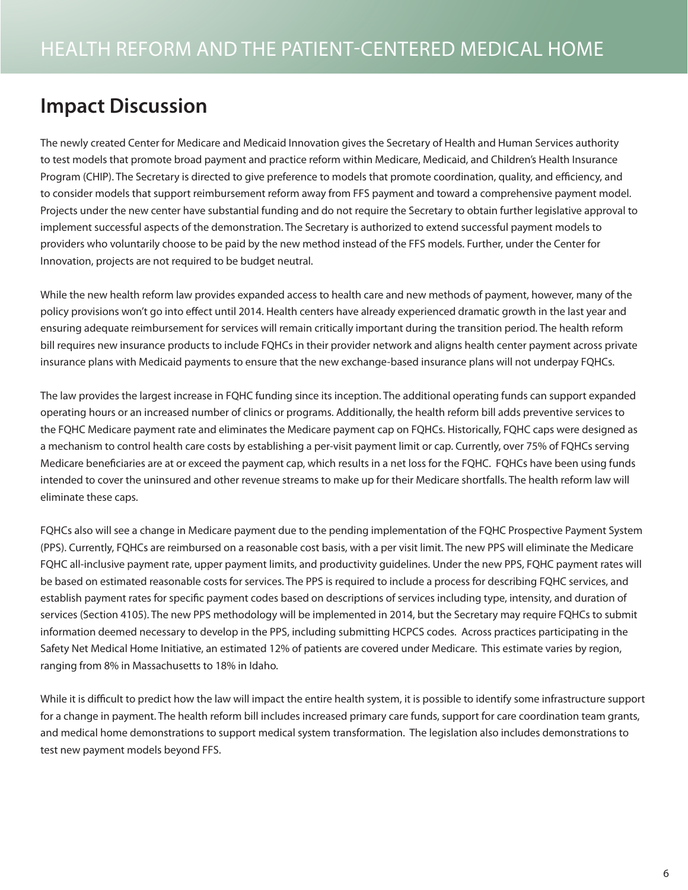## Impact Discussion

The newly created Center for Medicare and Medicaid Innovation gives the Secretary of Health and Human Services authority to test models that promote broad payment and practice reform within Medicare, Medicaid, and Children's Health Insurance Program (CHIP). The Secretary is directed to give preference to models that promote coordination, quality, and efficiency, and to consider models that support reimbursement reform away from FFS payment and toward a comprehensive payment model. Projects under the new center have substantial funding and do not require the Secretary to obtain further legislative approval to implement successful aspects of the demonstration. The Secretary is authorized to extend successful payment models to providers who voluntarily choose to be paid by the new method instead of the FFS models. Further, under the Center for Innovation, projects are not required to be budget neutral.

While the new health reform law provides expanded access to health care and new methods of payment, however, many of the policy provisions won't go into effect until 2014. Health centers have already experienced dramatic growth in the last year and ensuring adequate reimbursement for services will remain critically important during the transition period. The health reform bill requires new insurance products to include FQHCs in their provider network and aligns health center payment across private insurance plans with Medicaid payments to ensure that the new exchange-based insurance plans will not underpay FQHCs.

The law provides the largest increase in FQHC funding since its inception. The additional operating funds can support expanded operating hours or an increased number of clinics or programs. Additionally, the health reform bill adds preventive services to the FQHC Medicare payment rate and eliminates the Medicare payment cap on FQHCs. Historically, FQHC caps were designed as a mechanism to control health care costs by establishing a per-visit payment limit or cap. Currently, over 75% of FQHCs serving Medicare beneficiaries are at or exceed the payment cap, which results in a net loss for the FQHC. FQHCs have been using funds intended to cover the uninsured and other revenue streams to make up for their Medicare shortfalls. The health reform law will eliminate these caps.

FQHCs also will see a change in Medicare payment due to the pending implementation of the FQHC Prospective Payment System (PPS). Currently, FQHCs are reimbursed on a reasonable cost basis, with a per visit limit. The new PPS will eliminate the Medicare FQHC all-inclusive payment rate, upper payment limits, and productivity guidelines. Under the new PPS, FQHC payment rates will be based on estimated reasonable costs for services. The PPS is required to include a process for describing FQHC services, and establish payment rates for specific payment codes based on descriptions of services including type, intensity, and duration of services (Section 4105). The new PPS methodology will be implemented in 2014, but the Secretary may require FQHCs to submit information deemed necessary to develop in the PPS, including submitting HCPCS codes. Across practices participating in the Safety Net Medical Home Initiative, an estimated 12% of patients are covered under Medicare. This estimate varies by region, ranging from 8% in Massachusetts to 18% in Idaho.

While it is difficult to predict how the law will impact the entire health system, it is possible to identify some infrastructure support for a change in payment. The health reform bill includes increased primary care funds, support for care coordination team grants, and medical home demonstrations to support medical system transformation. The legislation also includes demonstrations to test new payment models beyond FFS.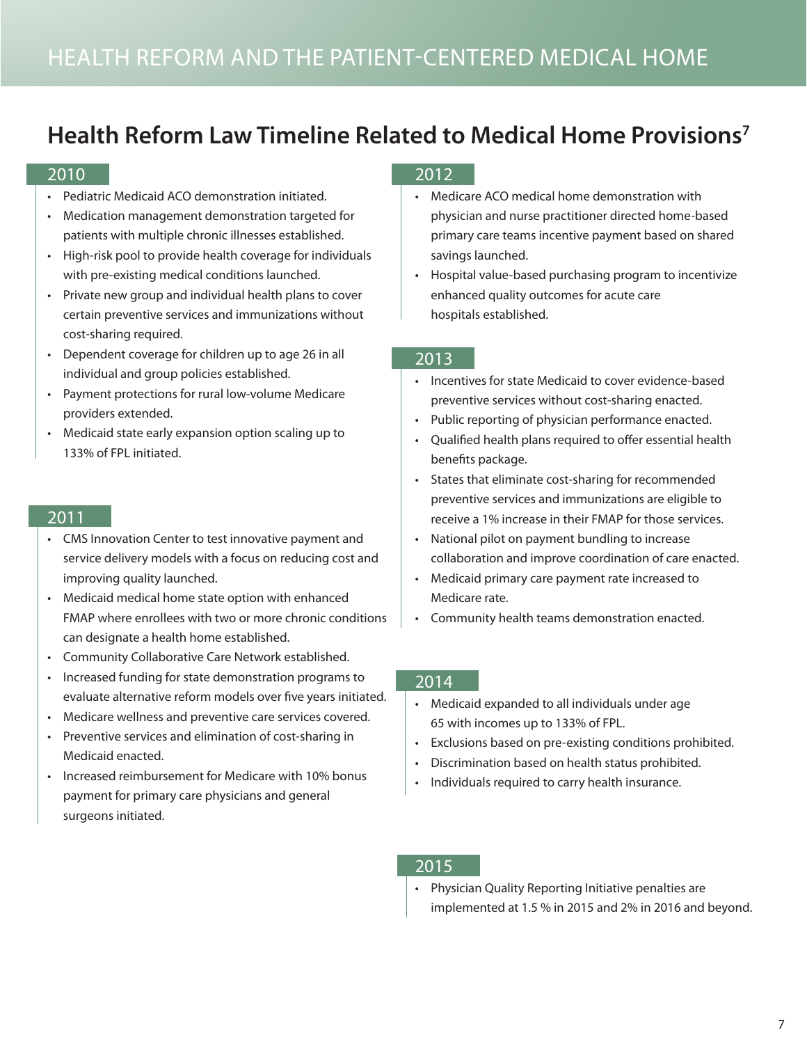## Health Reform Law Timeline Related to Medical Home Provisions[7]

### 2010

- Pediatric Medicaid ACO demonstration initiated.
- Medication management demonstration targeted for patients with multiple chronic illnesses established.
- High-risk pool to provide health coverage for individuals with pre-existing medical conditions launched.
- Private new group and individual health plans to cover certain preventive services and immunizations without cost-sharing required.
- Dependent coverage for children up to age 26 in all individual and group policies established.
- Payment protections for rural low-volume Medicare providers extended.
- Medicaid state early expansion option scaling up to 133% of FPL initiated.

### 2011

- CMS Innovation Center to test innovative payment and service delivery models with a focus on reducing cost and improving quality launched.
- Medicaid medical home state option with enhanced FMAP where enrollees with two or more chronic conditions can designate a health home established.
- Community Collaborative Care Network established.
- Increased funding for state demonstration programs to evaluate alternative reform models over five years initiated.
- Medicare wellness and preventive care services covered.
- Preventive services and elimination of cost-sharing in Medicaid enacted.
- Increased reimbursement for Medicare with 10% bonus payment for primary care physicians and general surgeons initiated.

### 2012

- Medicare ACO medical home demonstration with physician and nurse practitioner directed home-based primary care teams incentive payment based on shared savings launched.
- Hospital value-based purchasing program to incentivize enhanced quality outcomes for acute care hospitals established.

### 2013

- Incentives for state Medicaid to cover evidence-based preventive services without cost-sharing enacted.
- Public reporting of physician performance enacted.
- Qualified health plans required to offer essential health benefits package.
- States that eliminate cost-sharing for recommended preventive services and immunizations are eligible to receive a 1% increase in their FMAP for those services.
- National pilot on payment bundling to increase collaboration and improve coordination of care enacted.
- Medicaid primary care payment rate increased to Medicare rate.
- Community health teams demonstration enacted.

### 2014

- Medicaid expanded to all individuals under age 65 with incomes up to 133% of FPL.
- Exclusions based on pre-existing conditions prohibited.
- Discrimination based on health status prohibited.
- Individuals required to carry health insurance.

### 2015

- Physician Quality Reporting Initiative penalties are implemented at 1.5 % in 2015 and 2% in 2016 and beyond.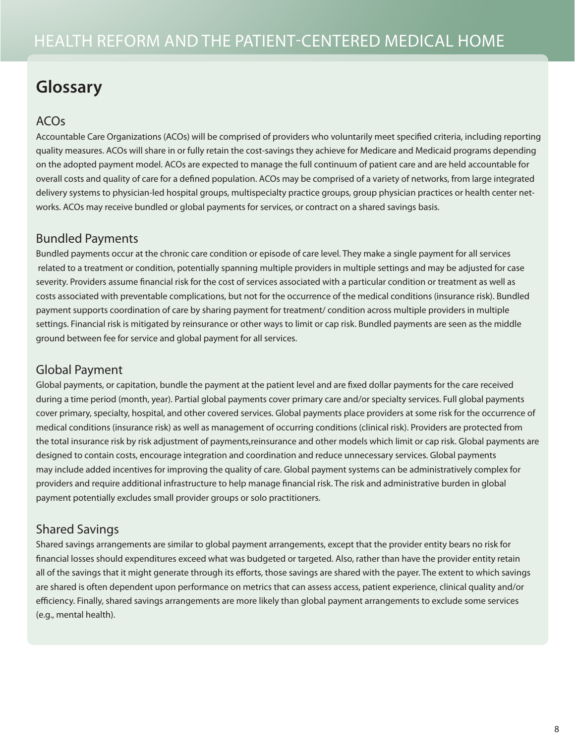# Glossary

## ACOs

Accountable Care Organizations (ACOs) will be comprised of providers who voluntarily meet specified criteria, including reporting quality measures. ACOs will share in or fully retain the cost-savings they achieve for Medicare and Medicaid programs depending on the adopted payment model. ACOs are expected to manage the full continuum of patient care and are held accountable for overall costs and quality of care for a defined population. ACOs may be comprised of a variety of networks, from large integrated delivery systems to physician-led hospital groups, multispecialty practice groups, group physician practices or health center networks. ACOs may receive bundled or global payments for services, or contract on a shared savings basis.

## Bundled Payments

Bundled payments occur at the chronic care condition or episode of care level. They make a single payment for all services related to a treatment or condition, potentially spanning multiple providers in multiple settings and may be adjusted for case severity. Providers assume financial risk for the cost of services associated with a particular condition or treatment as well as costs associated with preventable complications, but not for the occurrence of the medical conditions (insurance risk). Bundled payment supports coordination of care by sharing payment for treatment/ condition across multiple providers in multiple settings. Financial risk is mitigated by reinsurance or other ways to limit or cap risk. Bundled payments are seen as the middle ground between fee for service and global payment for all services.

## Global Payment

Global payments, or capitation, bundle the payment at the patient level and are fixed dollar payments for the care received during a time period (month, year). Partial global payments cover primary care and/or specialty services. Full global payments cover primary, specialty, hospital, and other covered services. Global payments place providers at some risk for the occurrence of medical conditions (insurance risk) as well as management of occurring conditions (clinical risk). Providers are protected from the total insurance risk by risk adjustment of payments,reinsurance and other models which limit or cap risk. Global payments are designed to contain costs, encourage integration and coordination and reduce unnecessary services. Global payments may include added incentives for improving the quality of care. Global payment systems can be administratively complex for providers and require additional infrastructure to help manage financial risk. The risk and administrative burden in global payment potentially excludes small provider groups or solo practitioners.

## Shared Savings

Shared savings arrangements are similar to global payment arrangements, except that the provider entity bears no risk for financial losses should expenditures exceed what was budgeted or targeted. Also, rather than have the provider entity retain all of the savings that it might generate through its efforts, those savings are shared with the payer. The extent to which savings are shared is often dependent upon performance on metrics that can assess access, patient experience, clinical quality and/or efficiency. Finally, shared savings arrangements are more likely than global payment arrangements to exclude some services (e.g., mental health).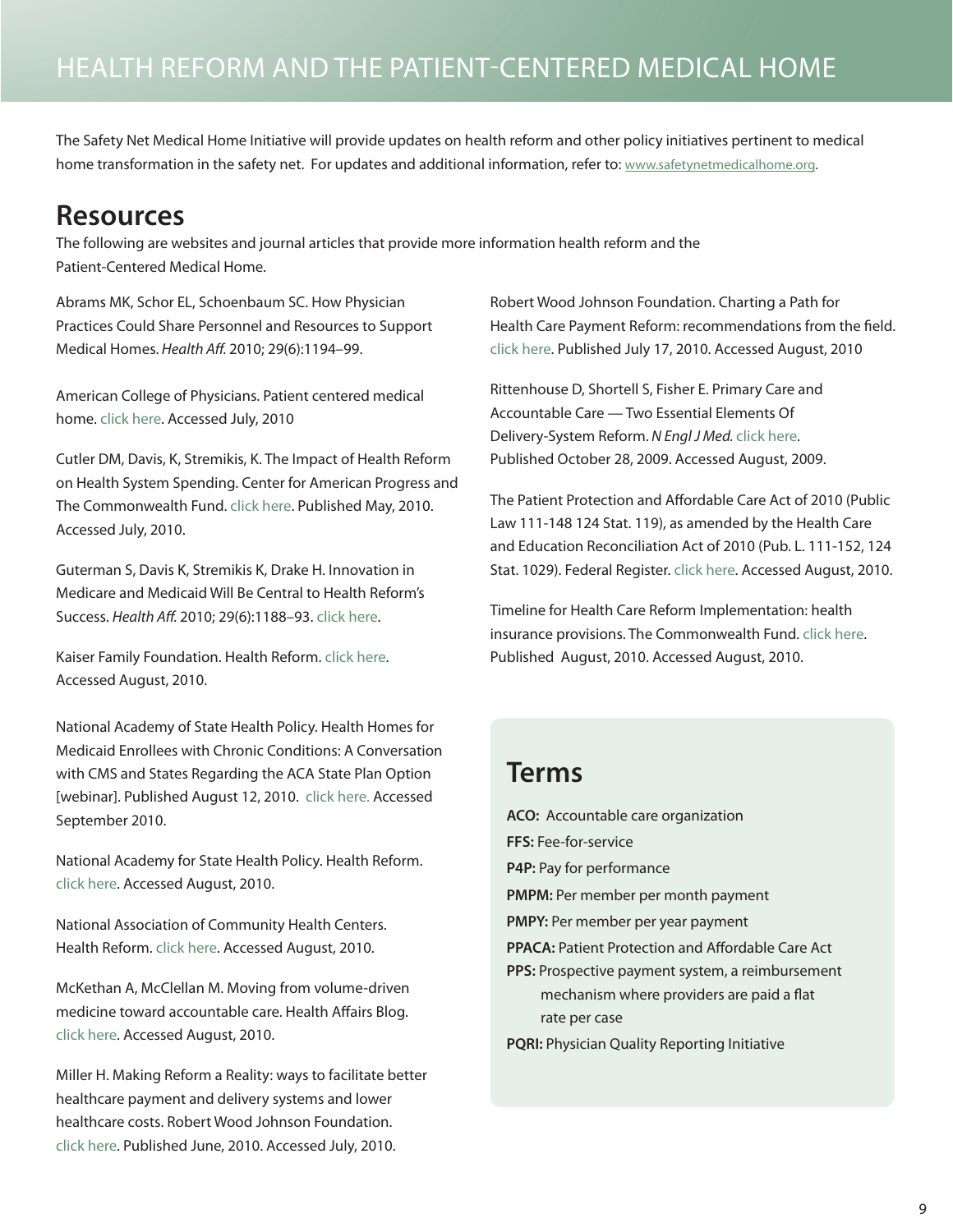# HEALTH REFORM AND THE PATIENT-CENTERED MEDICAL HOME

The Safety Net Medical Home Initiative will provide updates on health reform and other policy initiatives pertinent to medical home transformation in the safety net. For updates and additional information, refer to: www.safetynetmedicalhome.org.

## Resources

The following are websites and journal articles that provide more information health reform and the Patient-Centered Medical Home.

Abrams MK, Schor EL, Schoenbaum SC. How Physician Practices Could Share Personnel and Resources to Support Medical Homes. *Health Aff.* 2010; 29(6):1194–99.

American College of Physicians. Patient centered medical home. click here. Accessed July, 2010

Cutler DM, Davis, K, Stremikis, K. The Impact of Health Reform on Health System Spending. Center for American Progress and The Commonwealth Fund. click here. Published May, 2010. Accessed July, 2010.

Guterman S, Davis K, Stremikis K, Drake H. Innovation in Medicare and Medicaid Will Be Central to Health Reform's Success. *Health Aff.* 2010; 29(6):1188–93. click here.

Kaiser Family Foundation. Health Reform. click here. Accessed August, 2010.

National Academy of State Health Policy. Health Homes for Medicaid Enrollees with Chronic Conditions: A Conversation with CMS and States Regarding the ACA State Plan Option [webinar]. Published August 12, 2010. click here. Accessed September 2010.

National Academy for State Health Policy. Health Reform. click here. Accessed August, 2010.

National Association of Community Health Centers. Health Reform. click here. Accessed August, 2010.

McKethan A, McClellan M. Moving from volume-driven medicine toward accountable care. Health Affairs Blog. click here. Accessed August, 2010.

Miller H. Making Reform a Reality: ways to facilitate better healthcare payment and delivery systems and lower healthcare costs. Robert Wood Johnson Foundation. click here. Published June, 2010. Accessed July, 2010.

Robert Wood Johnson Foundation. Charting a Path for Health Care Payment Reform: recommendations from the field. click here. Published July 17, 2010. Accessed August, 2010

Rittenhouse D, Shortell S, Fisher E. Primary Care and Accountable Care — Two Essential Elements Of Delivery-System Reform. *N Engl J Med.* click here. Published October 28, 2009. Accessed August, 2009.

The Patient Protection and Affordable Care Act of 2010 (Public Law 111-148 124 Stat. 119), as amended by the Health Care and Education Reconciliation Act of 2010 (Pub. L. 111-152, 124 Stat. 1029). Federal Register. click here. Accessed August, 2010.

Timeline for Health Care Reform Implementation: health insurance provisions. The Commonwealth Fund. click here. Published August, 2010. Accessed August, 2010.

## Terms

**ACO:** Accountable care organization

**FFS:** Fee-for-service

**P4P:** Pay for performance

**PMPM:** Per member per month payment

**PMPY:** Per member per year payment

**PPACA:** Patient Protection and Affordable Care Act

**PPS:** Prospective payment system, a reimbursement mechanism where providers are paid a flat rate per case

**PQRI:** Physician Quality Reporting Initiative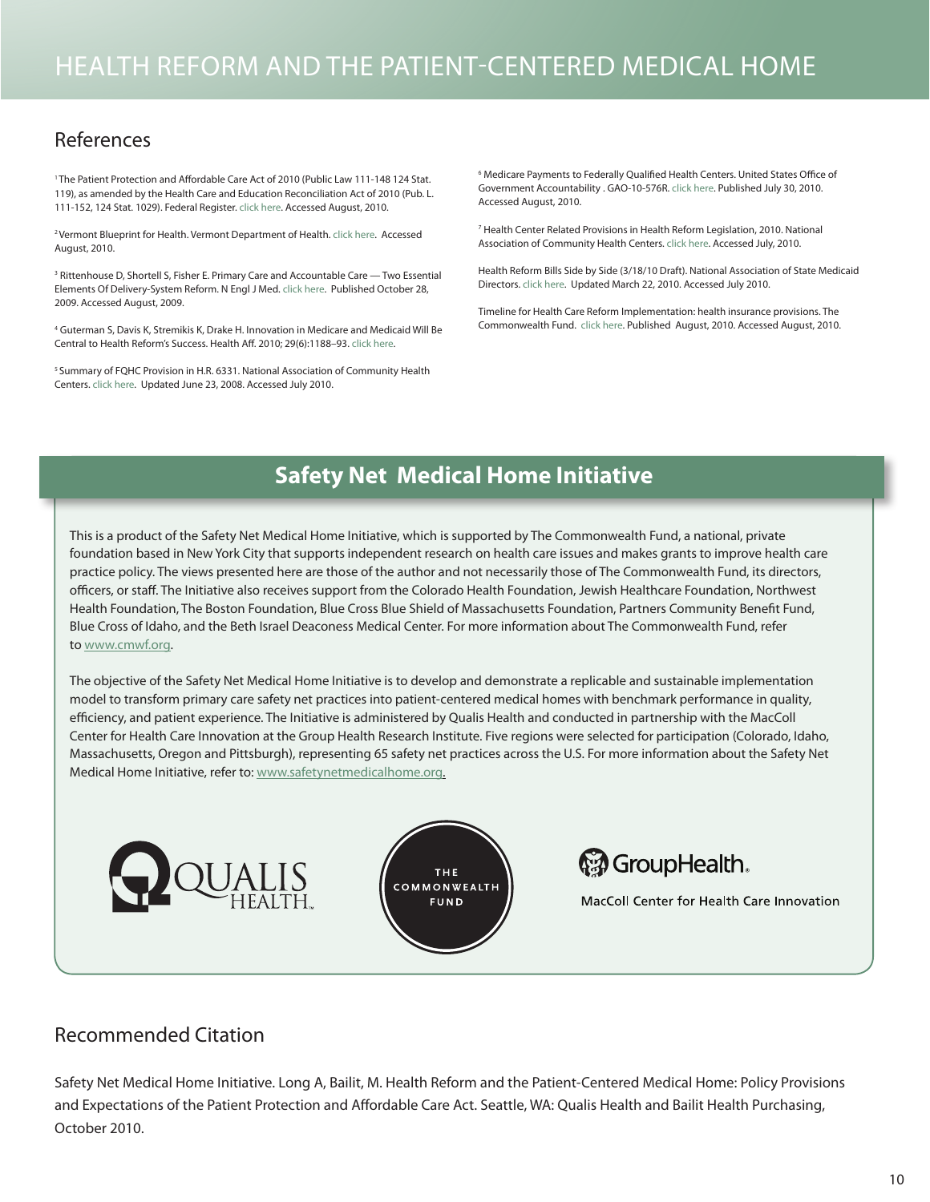## References

[1] The Patient Protection and Affordable Care Act of 2010 (Public Law 111-148 124 Stat. 119), as amended by the Health Care and Education Reconciliation Act of 2010 (Pub. L. 111-152, 124 Stat. 1029). Federal Register. click here. Accessed August, 2010.

[2] Vermont Blueprint for Health. Vermont Department of Health. click here. Accessed August, 2010.

[3] Rittenhouse D, Shortell S, Fisher E. Primary Care and Accountable Care — Two Essential Elements Of Delivery-System Reform. N Engl J Med. click here. Published October 28, 2009. Accessed August, 2009.

[4] Guterman S, Davis K, Stremikis K, Drake H. Innovation in Medicare and Medicaid Will Be Central to Health Reform's Success. Health Aff. 2010; 29(6):1188–93. click here.

[5] Summary of FQHC Provision in H.R. 6331. National Association of Community Health Centers. click here. Updated June 23, 2008. Accessed July 2010.

[6] Medicare Payments to Federally Qualified Health Centers. United States Office of Government Accountability . GAO-10-576R. click here. Published July 30, 2010. Accessed August, 2010.

[7] Health Center Related Provisions in Health Reform Legislation, 2010. National Association of Community Health Centers. click here. Accessed July, 2010.

Health Reform Bills Side by Side (3/18/10 Draft). National Association of State Medicaid Directors. click here. Updated March 22, 2010. Accessed July 2010.

Timeline for Health Care Reform Implementation: health insurance provisions. The Commonwealth Fund. click here. Published August, 2010. Accessed August, 2010.

## Safety Net Medical Home Initiative

This is a product of the Safety Net Medical Home Initiative, which is supported by The Commonwealth Fund, a national, private foundation based in New York City that supports independent research on health care issues and makes grants to improve health care practice policy. The views presented here are those of the author and not necessarily those of The Commonwealth Fund, its directors, officers, or staff. The Initiative also receives support from the Colorado Health Foundation, Jewish Healthcare Foundation, Northwest Health Foundation, The Boston Foundation, Blue Cross Blue Shield of Massachusetts Foundation, Partners Community Benefit Fund, Blue Cross of Idaho, and the Beth Israel Deaconess Medical Center. For more information about The Commonwealth Fund, refer to www.cmwf.org.

The objective of the Safety Net Medical Home Initiative is to develop and demonstrate a replicable and sustainable implementation model to transform primary care safety net practices into patient-centered medical homes with benchmark performance in quality, efficiency, and patient experience. The Initiative is administered by Qualis Health and conducted in partnership with the MacColl Center for Health Care Innovation at the Group Health Research Institute. Five regions were selected for participation (Colorado, Idaho, Massachusetts, Oregon and Pittsburgh), representing 65 safety net practices across the U.S. For more information about the Safety Net Medical Home Initiative, refer to: www.safetynetmedicalhome.org.

QUALIS HEALTH

THE COMMONWEALTH FUND

GroupHealth.

MacColl Center for Health Care Innovation

## Recommended Citation

Safety Net Medical Home Initiative. Long A, Bailit, M. Health Reform and the Patient-Centered Medical Home: Policy Provisions and Expectations of the Patient Protection and Affordable Care Act. Seattle, WA: Qualis Health and Bailit Health Purchasing, October 2010.